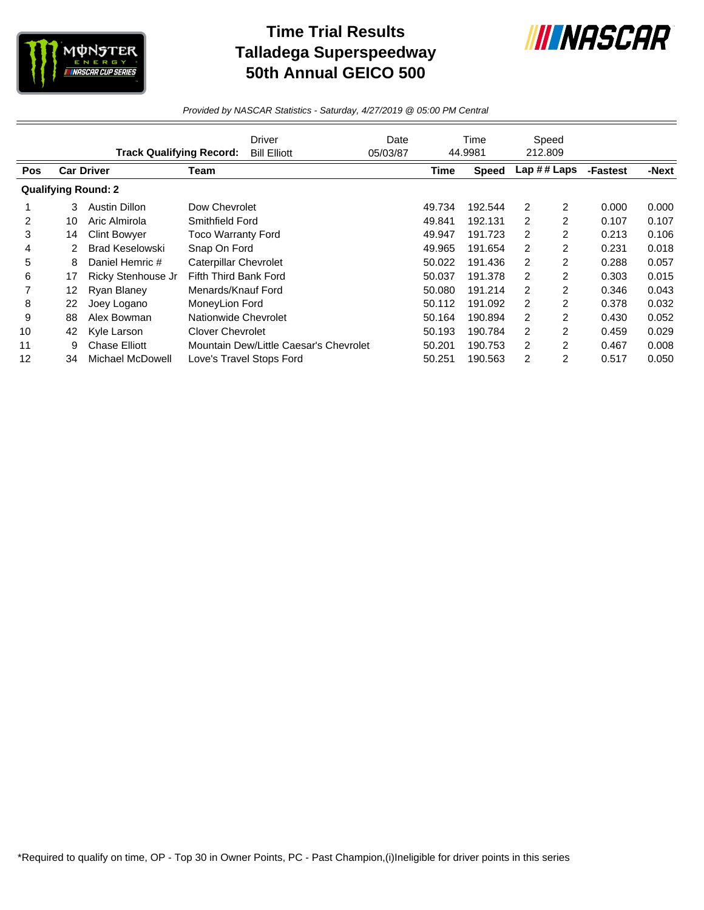# Time Trial Results
# Talladega Superspeedway
# 50th Annual GEICO 500

*Provided by NASCAR Statistics - Saturday, 4/27/2019 @ 05:00 PM Central*

| | Driver | Date | Time | Speed |
|---|---|---|---|---|
| **Track Qualifying Record:** | Bill Elliott | 05/03/87 | 44.9981 | 212.809 |

| Pos | Car | Driver | Team | Time | Speed | Lap # | # Laps | -Fastest | -Next |
|---|---|---|---|---|---|---|---|---|---|
| **Qualifying Round: 2** | | | | | | | | | |
| 1 | 3 | Austin Dillon | Dow Chevrolet | 49.734 | 192.544 | 2 | 2 | 0.000 | 0.000 |
| 2 | 10 | Aric Almirola | Smithfield Ford | 49.841 | 192.131 | 2 | 2 | 0.107 | 0.107 |
| 3 | 14 | Clint Bowyer | Toco Warranty Ford | 49.947 | 191.723 | 2 | 2 | 0.213 | 0.106 |
| 4 | 2 | Brad Keselowski | Snap On Ford | 49.965 | 191.654 | 2 | 2 | 0.231 | 0.018 |
| 5 | 8 | Daniel Hemric # | Caterpillar Chevrolet | 50.022 | 191.436 | 2 | 2 | 0.288 | 0.057 |
| 6 | 17 | Ricky Stenhouse Jr | Fifth Third Bank Ford | 50.037 | 191.378 | 2 | 2 | 0.303 | 0.015 |
| 7 | 12 | Ryan Blaney | Menards/Knauf Ford | 50.080 | 191.214 | 2 | 2 | 0.346 | 0.043 |
| 8 | 22 | Joey Logano | MoneyLion Ford | 50.112 | 191.092 | 2 | 2 | 0.378 | 0.032 |
| 9 | 88 | Alex Bowman | Nationwide Chevrolet | 50.164 | 190.894 | 2 | 2 | 0.430 | 0.052 |
| 10 | 42 | Kyle Larson | Clover Chevrolet | 50.193 | 190.784 | 2 | 2 | 0.459 | 0.029 |
| 11 | 9 | Chase Elliott | Mountain Dew/Little Caesar's Chevrolet | 50.201 | 190.753 | 2 | 2 | 0.467 | 0.008 |
| 12 | 34 | Michael McDowell | Love's Travel Stops Ford | 50.251 | 190.563 | 2 | 2 | 0.517 | 0.050 |

*Required to qualify on time, OP - Top 30 in Owner Points, PC - Past Champion,(i)Ineligible for driver points in this series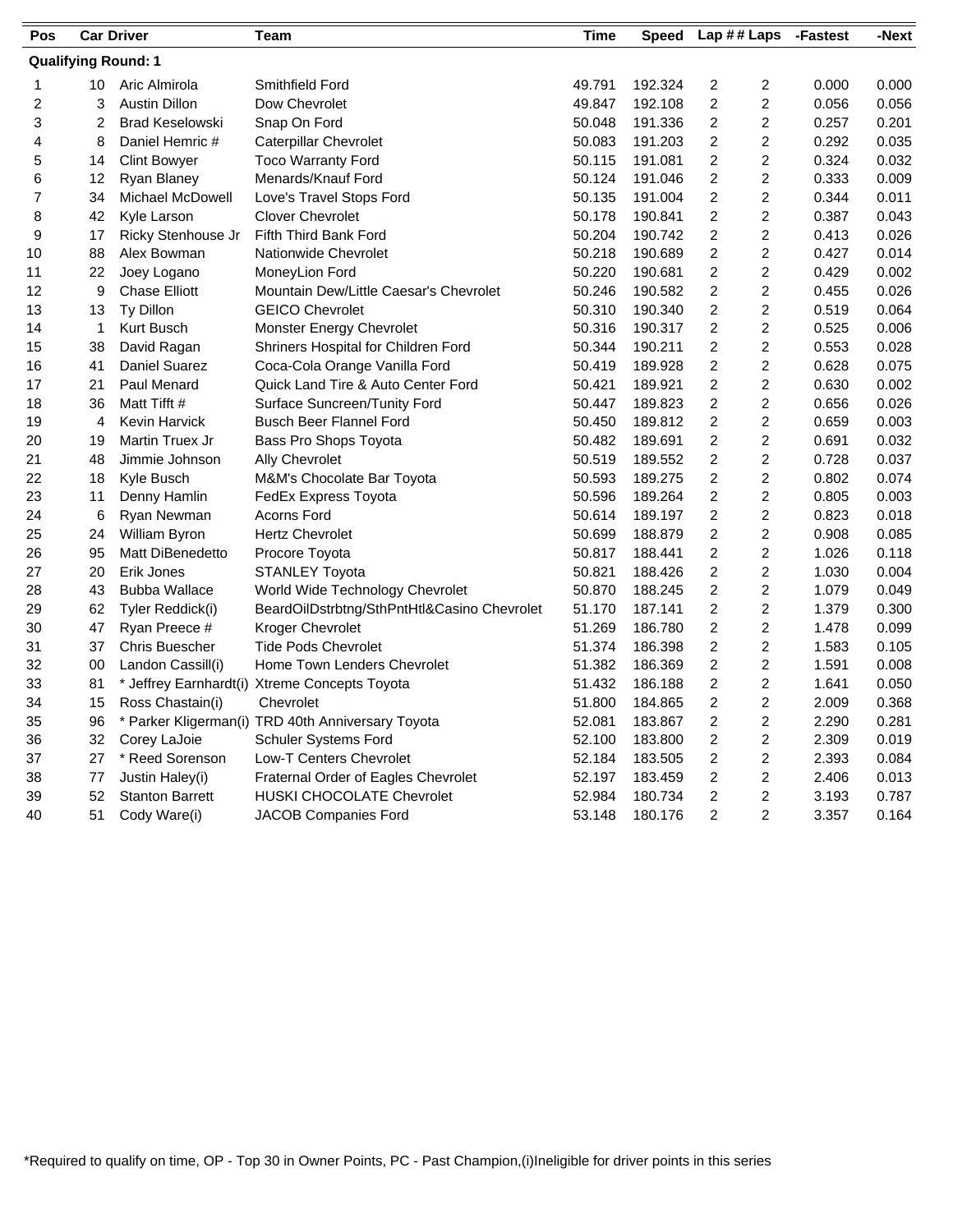| Pos | Car | Driver | Team | Time | Speed | Lap # | # Laps | -Fastest | -Next |
|---|---|---|---|---|---|---|---|---|---|
| **Qualifying Round: 1** | | | | | | | | | |
| 1 | 10 | Aric Almirola | Smithfield Ford | 49.791 | 192.324 | 2 | 2 | 0.000 | 0.000 |
| 2 | 3 | Austin Dillon | Dow Chevrolet | 49.847 | 192.108 | 2 | 2 | 0.056 | 0.056 |
| 3 | 2 | Brad Keselowski | Snap On Ford | 50.048 | 191.336 | 2 | 2 | 0.257 | 0.201 |
| 4 | 8 | Daniel Hemric # | Caterpillar Chevrolet | 50.083 | 191.203 | 2 | 2 | 0.292 | 0.035 |
| 5 | 14 | Clint Bowyer | Toco Warranty Ford | 50.115 | 191.081 | 2 | 2 | 0.324 | 0.032 |
| 6 | 12 | Ryan Blaney | Menards/Knauf Ford | 50.124 | 191.046 | 2 | 2 | 0.333 | 0.009 |
| 7 | 34 | Michael McDowell | Love's Travel Stops Ford | 50.135 | 191.004 | 2 | 2 | 0.344 | 0.011 |
| 8 | 42 | Kyle Larson | Clover Chevrolet | 50.178 | 190.841 | 2 | 2 | 0.387 | 0.043 |
| 9 | 17 | Ricky Stenhouse Jr | Fifth Third Bank Ford | 50.204 | 190.742 | 2 | 2 | 0.413 | 0.026 |
| 10 | 88 | Alex Bowman | Nationwide Chevrolet | 50.218 | 190.689 | 2 | 2 | 0.427 | 0.014 |
| 11 | 22 | Joey Logano | MoneyLion Ford | 50.220 | 190.681 | 2 | 2 | 0.429 | 0.002 |
| 12 | 9 | Chase Elliott | Mountain Dew/Little Caesar's Chevrolet | 50.246 | 190.582 | 2 | 2 | 0.455 | 0.026 |
| 13 | 13 | Ty Dillon | GEICO Chevrolet | 50.310 | 190.340 | 2 | 2 | 0.519 | 0.064 |
| 14 | 1 | Kurt Busch | Monster Energy Chevrolet | 50.316 | 190.317 | 2 | 2 | 0.525 | 0.006 |
| 15 | 38 | David Ragan | Shriners Hospital for Children Ford | 50.344 | 190.211 | 2 | 2 | 0.553 | 0.028 |
| 16 | 41 | Daniel Suarez | Coca-Cola Orange Vanilla Ford | 50.419 | 189.928 | 2 | 2 | 0.628 | 0.075 |
| 17 | 21 | Paul Menard | Quick Land Tire & Auto Center Ford | 50.421 | 189.921 | 2 | 2 | 0.630 | 0.002 |
| 18 | 36 | Matt Tifft # | Surface Suncreen/Tunity Ford | 50.447 | 189.823 | 2 | 2 | 0.656 | 0.026 |
| 19 | 4 | Kevin Harvick | Busch Beer Flannel Ford | 50.450 | 189.812 | 2 | 2 | 0.659 | 0.003 |
| 20 | 19 | Martin Truex Jr | Bass Pro Shops Toyota | 50.482 | 189.691 | 2 | 2 | 0.691 | 0.032 |
| 21 | 48 | Jimmie Johnson | Ally Chevrolet | 50.519 | 189.552 | 2 | 2 | 0.728 | 0.037 |
| 22 | 18 | Kyle Busch | M&M's Chocolate Bar Toyota | 50.593 | 189.275 | 2 | 2 | 0.802 | 0.074 |
| 23 | 11 | Denny Hamlin | FedEx Express Toyota | 50.596 | 189.264 | 2 | 2 | 0.805 | 0.003 |
| 24 | 6 | Ryan Newman | Acorns Ford | 50.614 | 189.197 | 2 | 2 | 0.823 | 0.018 |
| 25 | 24 | William Byron | Hertz Chevrolet | 50.699 | 188.879 | 2 | 2 | 0.908 | 0.085 |
| 26 | 95 | Matt DiBenedetto | Procore Toyota | 50.817 | 188.441 | 2 | 2 | 1.026 | 0.118 |
| 27 | 20 | Erik Jones | STANLEY Toyota | 50.821 | 188.426 | 2 | 2 | 1.030 | 0.004 |
| 28 | 43 | Bubba Wallace | World Wide Technology Chevrolet | 50.870 | 188.245 | 2 | 2 | 1.079 | 0.049 |
| 29 | 62 | Tyler Reddick(i) | BeardOilDstrbtng/SthPntHtl&Casino Chevrolet | 51.170 | 187.141 | 2 | 2 | 1.379 | 0.300 |
| 30 | 47 | Ryan Preece # | Kroger Chevrolet | 51.269 | 186.780 | 2 | 2 | 1.478 | 0.099 |
| 31 | 37 | Chris Buescher | Tide Pods Chevrolet | 51.374 | 186.398 | 2 | 2 | 1.583 | 0.105 |
| 32 | 00 | Landon Cassill(i) | Home Town Lenders Chevrolet | 51.382 | 186.369 | 2 | 2 | 1.591 | 0.008 |
| 33 | 81 | * Jeffrey Earnhardt(i) | Xtreme Concepts Toyota | 51.432 | 186.188 | 2 | 2 | 1.641 | 0.050 |
| 34 | 15 | Ross Chastain(i) | Chevrolet | 51.800 | 184.865 | 2 | 2 | 2.009 | 0.368 |
| 35 | 96 | * Parker Kligerman(i) | TRD 40th Anniversary Toyota | 52.081 | 183.867 | 2 | 2 | 2.290 | 0.281 |
| 36 | 32 | Corey LaJoie | Schuler Systems Ford | 52.100 | 183.800 | 2 | 2 | 2.309 | 0.019 |
| 37 | 27 | * Reed Sorenson | Low-T Centers Chevrolet | 52.184 | 183.505 | 2 | 2 | 2.393 | 0.084 |
| 38 | 77 | Justin Haley(i) | Fraternal Order of Eagles Chevrolet | 52.197 | 183.459 | 2 | 2 | 2.406 | 0.013 |
| 39 | 52 | Stanton Barrett | HUSKI CHOCOLATE Chevrolet | 52.984 | 180.734 | 2 | 2 | 3.193 | 0.787 |
| 40 | 51 | Cody Ware(i) | JACOB Companies Ford | 53.148 | 180.176 | 2 | 2 | 3.357 | 0.164 |

*Required to qualify on time, OP - Top 30 in Owner Points, PC - Past Champion,(i)Ineligible for driver points in this series